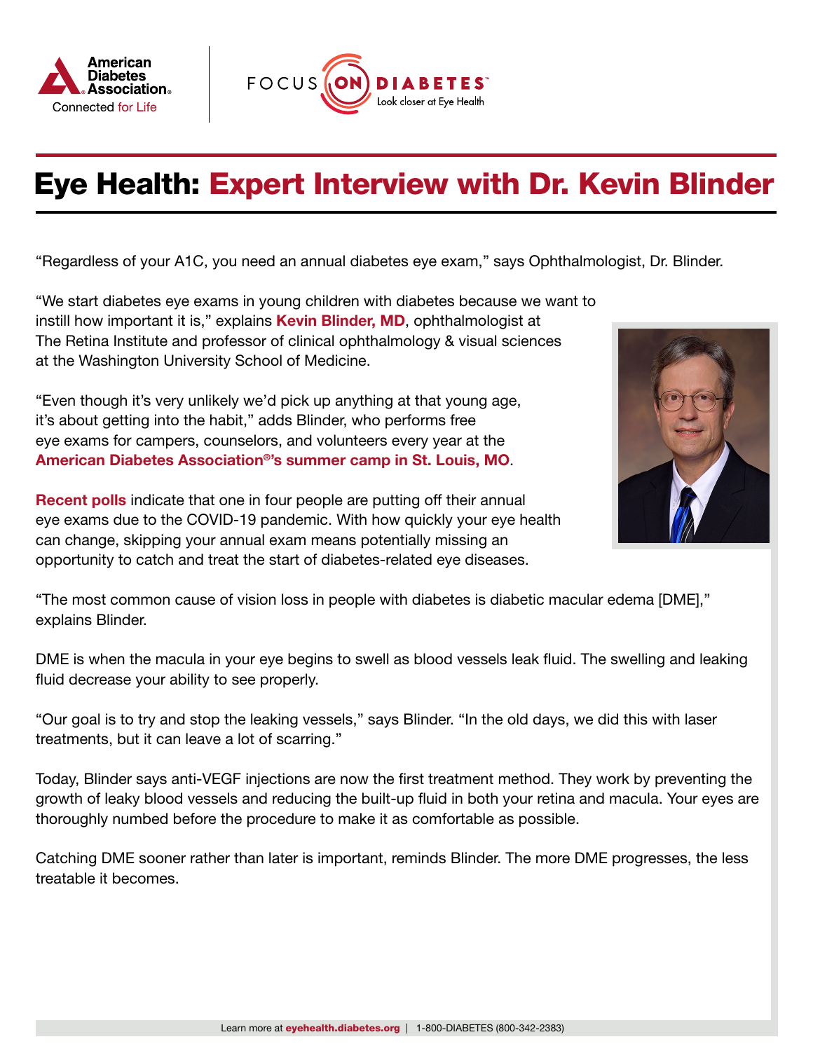# Eye Health: Expert Interview with Dr. Kevin Blinder

"Regardless of your A1C, you need an annual diabetes eye exam," says Ophthalmologist, Dr. Blinder.

"We start diabetes eye exams in young children with diabetes because we want to instill how important it is," explains **Kevin Blinder, MD**, ophthalmologist at The Retina Institute and professor of clinical ophthalmology & visual sciences at the Washington University School of Medicine.

"Even though it's very unlikely we'd pick up anything at that young age, it's about getting into the habit," adds Blinder, who performs free eye exams for campers, counselors, and volunteers every year at the **American Diabetes Association®'s summer camp in St. Louis, MO**.

**Recent polls** indicate that one in four people are putting off their annual eye exams due to the COVID-19 pandemic. With how quickly your eye health can change, skipping your annual exam means potentially missing an opportunity to catch and treat the start of diabetes-related eye diseases.

"The most common cause of vision loss in people with diabetes is diabetic macular edema [DME]," explains Blinder.

DME is when the macula in your eye begins to swell as blood vessels leak fluid. The swelling and leaking fluid decrease your ability to see properly.

"Our goal is to try and stop the leaking vessels," says Blinder. "In the old days, we did this with laser treatments, but it can leave a lot of scarring."

Today, Blinder says anti-VEGF injections are now the first treatment method. They work by preventing the growth of leaky blood vessels and reducing the built-up fluid in both your retina and macula. Your eyes are thoroughly numbed before the procedure to make it as comfortable as possible.

Catching DME sooner rather than later is important, reminds Blinder. The more DME progresses, the less treatable it becomes.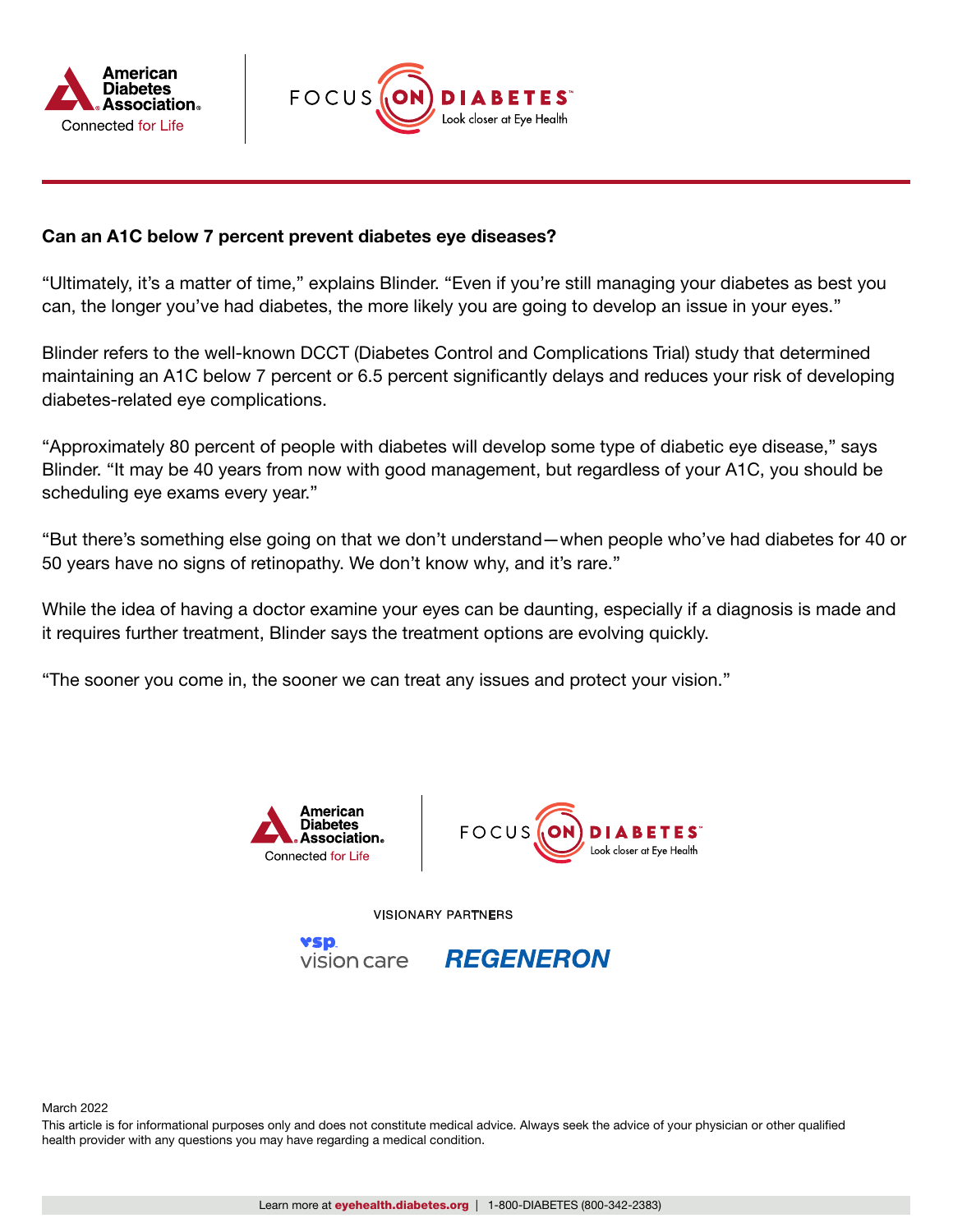**Can an A1C below 7 percent prevent diabetes eye diseases?**

"Ultimately, it's a matter of time," explains Blinder. "Even if you're still managing your diabetes as best you can, the longer you've had diabetes, the more likely you are going to develop an issue in your eyes."

Blinder refers to the well-known DCCT (Diabetes Control and Complications Trial) study that determined maintaining an A1C below 7 percent or 6.5 percent significantly delays and reduces your risk of developing diabetes-related eye complications.

"Approximately 80 percent of people with diabetes will develop some type of diabetic eye disease," says Blinder. "It may be 40 years from now with good management, but regardless of your A1C, you should be scheduling eye exams every year."

"But there's something else going on that we don't understand—when people who've had diabetes for 40 or 50 years have no signs of retinopathy. We don't know why, and it's rare."

While the idea of having a doctor examine your eyes can be daunting, especially if a diagnosis is made and it requires further treatment, Blinder says the treatment options are evolving quickly.

"The sooner you come in, the sooner we can treat any issues and protect your vision."

American Diabetes Association. Connected for Life

FOCUS ON DIABETES™ Look closer at Eye Health

VISIONARY PARTNERS

vsp vision care

REGENERON

March 2022

This article is for informational purposes only and does not constitute medical advice. Always seek the advice of your physician or other qualified health provider with any questions you may have regarding a medical condition.

Learn more at **eyehealth.diabetes.org** | 1-800-DIABETES (800-342-2383)